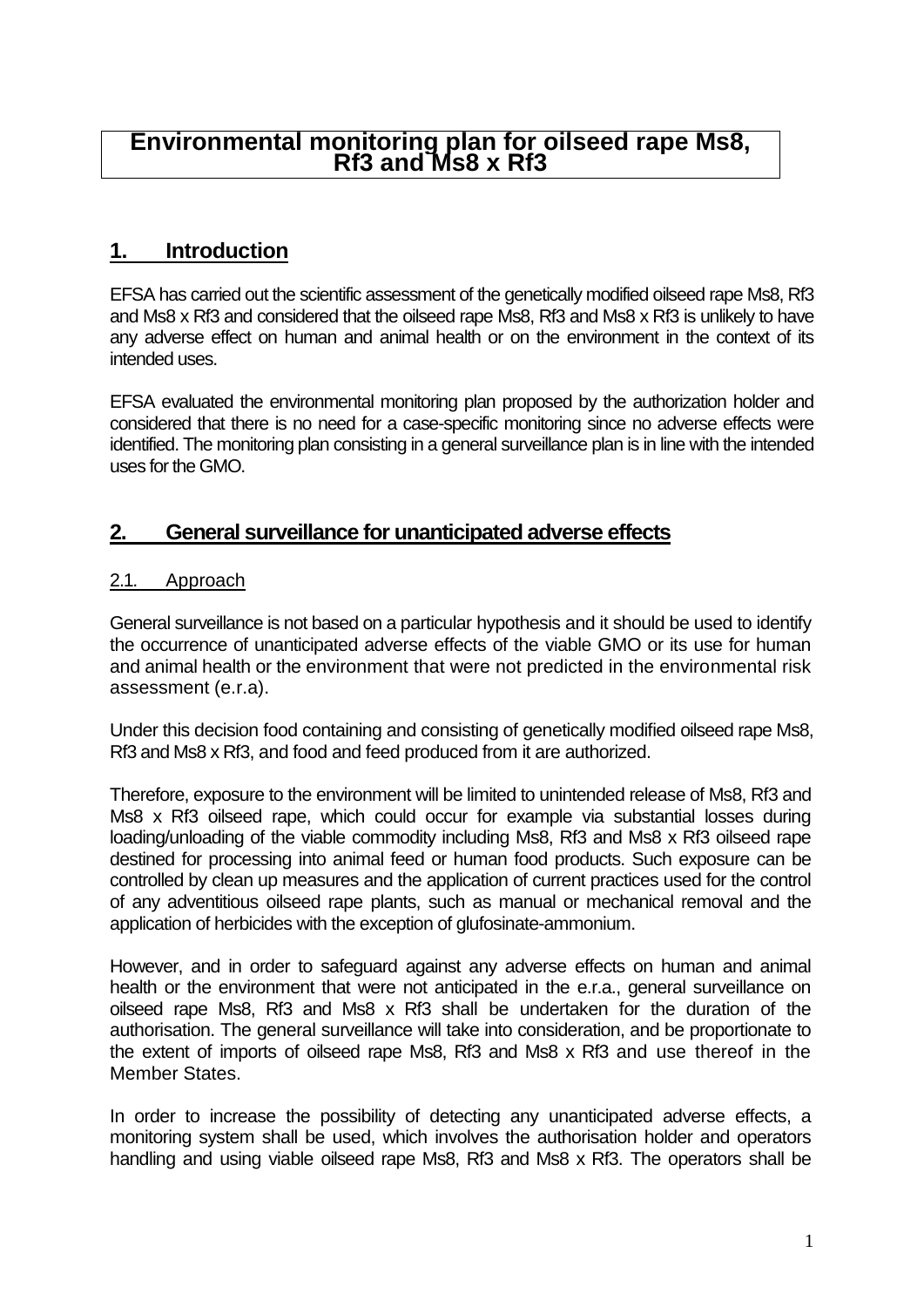# Environmental monitoring plan for oilseed rape Ms8, Rf3 and Ms8 x Rf3

## 1. Introduction

EFSA has carried out the scientific assessment of the genetically modified oilseed rape Ms8, Rf3 and Ms8 x Rf3 and considered that the oilseed rape Ms8, Rf3 and Ms8 x Rf3 is unlikely to have any adverse effect on human and animal health or on the environment in the context of its intended uses.

EFSA evaluated the environmental monitoring plan proposed by the authorization holder and considered that there is no need for a case-specific monitoring since no adverse effects were identified. The monitoring plan consisting in a general surveillance plan is in line with the intended uses for the GMO.

## 2. General surveillance for unanticipated adverse effects

### 2.1. Approach

General surveillance is not based on a particular hypothesis and it should be used to identify the occurrence of unanticipated adverse effects of the viable GMO or its use for human and animal health or the environment that were not predicted in the environmental risk assessment (e.r.a).

Under this decision food containing and consisting of genetically modified oilseed rape Ms8, Rf3 and Ms8 x Rf3, and food and feed produced from it are authorized.

Therefore, exposure to the environment will be limited to unintended release of Ms8, Rf3 and Ms8 x Rf3 oilseed rape, which could occur for example via substantial losses during loading/unloading of the viable commodity including Ms8, Rf3 and Ms8 x Rf3 oilseed rape destined for processing into animal feed or human food products. Such exposure can be controlled by clean up measures and the application of current practices used for the control of any adventitious oilseed rape plants, such as manual or mechanical removal and the application of herbicides with the exception of glufosinate-ammonium.

However, and in order to safeguard against any adverse effects on human and animal health or the environment that were not anticipated in the e.r.a., general surveillance on oilseed rape Ms8, Rf3 and Ms8 x Rf3 shall be undertaken for the duration of the authorisation. The general surveillance will take into consideration, and be proportionate to the extent of imports of oilseed rape Ms8, Rf3 and Ms8 x Rf3 and use thereof in the Member States.

In order to increase the possibility of detecting any unanticipated adverse effects, a monitoring system shall be used, which involves the authorisation holder and operators handling and using viable oilseed rape Ms8, Rf3 and Ms8 x Rf3. The operators shall be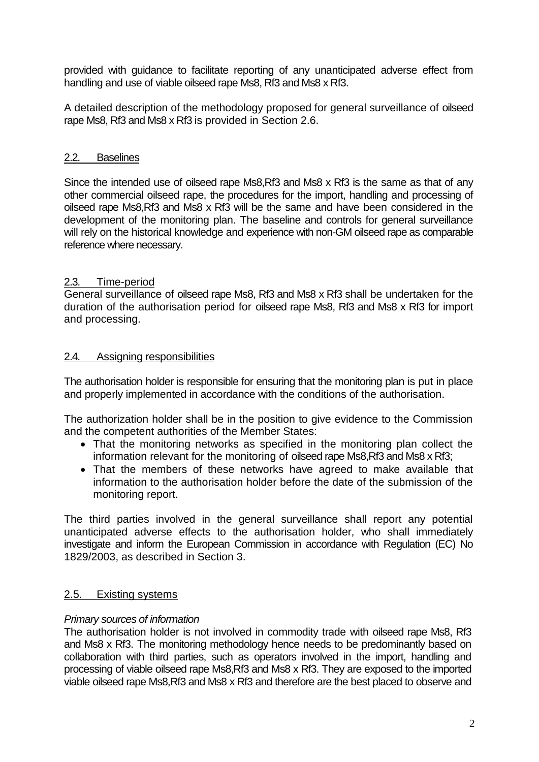provided with guidance to facilitate reporting of any unanticipated adverse effect from handling and use of viable oilseed rape Ms8, Rf3 and Ms8 x Rf3.

A detailed description of the methodology proposed for general surveillance of oilseed rape Ms8, Rf3 and Ms8 x Rf3 is provided in Section 2.6.

## 2.2. Baselines

Since the intended use of oilseed rape Ms8,Rf3 and Ms8 x Rf3 is the same as that of any other commercial oilseed rape, the procedures for the import, handling and processing of oilseed rape Ms8,Rf3 and Ms8 x Rf3 will be the same and have been considered in the development of the monitoring plan. The baseline and controls for general surveillance will rely on the historical knowledge and experience with non-GM oilseed rape as comparable reference where necessary.

## 2.3. Time-period

General surveillance of oilseed rape Ms8, Rf3 and Ms8 x Rf3 shall be undertaken for the duration of the authorisation period for oilseed rape Ms8, Rf3 and Ms8 x Rf3 for import and processing.

## 2.4. Assigning responsibilities

The authorisation holder is responsible for ensuring that the monitoring plan is put in place and properly implemented in accordance with the conditions of the authorisation.

The authorization holder shall be in the position to give evidence to the Commission and the competent authorities of the Member States:

- That the monitoring networks as specified in the monitoring plan collect the information relevant for the monitoring of oilseed rape Ms8,Rf3 and Ms8 x Rf3;
- That the members of these networks have agreed to make available that information to the authorisation holder before the date of the submission of the monitoring report.

The third parties involved in the general surveillance shall report any potential unanticipated adverse effects to the authorisation holder, who shall immediately investigate and inform the European Commission in accordance with Regulation (EC) No 1829/2003, as described in Section 3.

## 2.5. Existing systems

*Primary sources of information*

The authorisation holder is not involved in commodity trade with oilseed rape Ms8, Rf3 and Ms8 x Rf3. The monitoring methodology hence needs to be predominantly based on collaboration with third parties, such as operators involved in the import, handling and processing of viable oilseed rape Ms8,Rf3 and Ms8 x Rf3. They are exposed to the imported viable oilseed rape Ms8,Rf3 and Ms8 x Rf3 and therefore are the best placed to observe and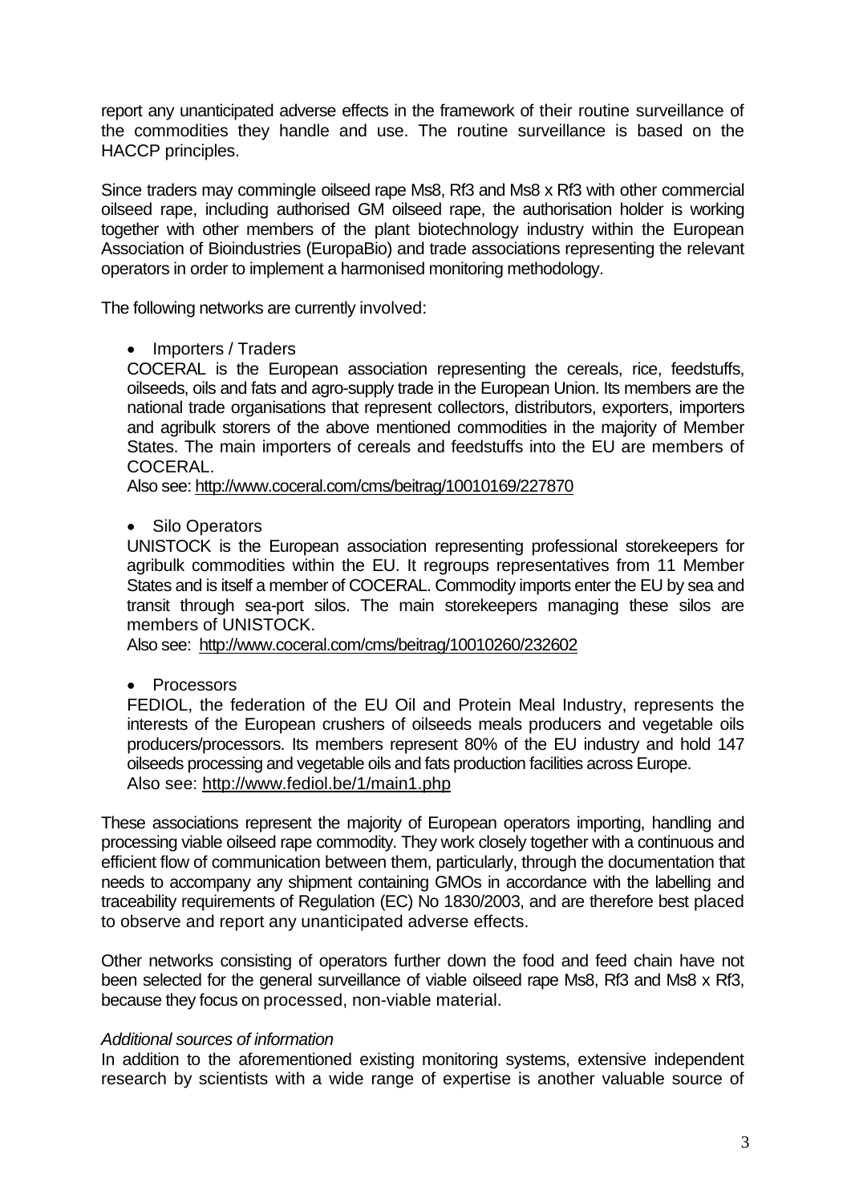report any unanticipated adverse effects in the framework of their routine surveillance of the commodities they handle and use. The routine surveillance is based on the HACCP principles.

Since traders may commingle oilseed rape Ms8, Rf3 and Ms8 x Rf3 with other commercial oilseed rape, including authorised GM oilseed rape, the authorisation holder is working together with other members of the plant biotechnology industry within the European Association of Bioindustries (EuropaBio) and trade associations representing the relevant operators in order to implement a harmonised monitoring methodology.

The following networks are currently involved:

- Importers / Traders

  COCERAL is the European association representing the cereals, rice, feedstuffs, oilseeds, oils and fats and agro-supply trade in the European Union. Its members are the national trade organisations that represent collectors, distributors, exporters, importers and agribulk storers of the above mentioned commodities in the majority of Member States. The main importers of cereals and feedstuffs into the EU are members of COCERAL.

  Also see: http://www.coceral.com/cms/beitrag/10010169/227870

- Silo Operators

  UNISTOCK is the European association representing professional storekeepers for agribulk commodities within the EU. It regroups representatives from 11 Member States and is itself a member of COCERAL. Commodity imports enter the EU by sea and transit through sea-port silos. The main storekeepers managing these silos are members of UNISTOCK.

  Also see: http://www.coceral.com/cms/beitrag/10010260/232602

- Processors

  FEDIOL, the federation of the EU Oil and Protein Meal Industry, represents the interests of the European crushers of oilseeds meals producers and vegetable oils producers/processors. Its members represent 80% of the EU industry and hold 147 oilseeds processing and vegetable oils and fats production facilities across Europe.

  Also see: http://www.fediol.be/1/main1.php

These associations represent the majority of European operators importing, handling and processing viable oilseed rape commodity. They work closely together with a continuous and efficient flow of communication between them, particularly, through the documentation that needs to accompany any shipment containing GMOs in accordance with the labelling and traceability requirements of Regulation (EC) No 1830/2003, and are therefore best placed to observe and report any unanticipated adverse effects.

Other networks consisting of operators further down the food and feed chain have not been selected for the general surveillance of viable oilseed rape Ms8, Rf3 and Ms8 x Rf3, because they focus on processed, non-viable material.

*Additional sources of information*

In addition to the aforementioned existing monitoring systems, extensive independent research by scientists with a wide range of expertise is another valuable source of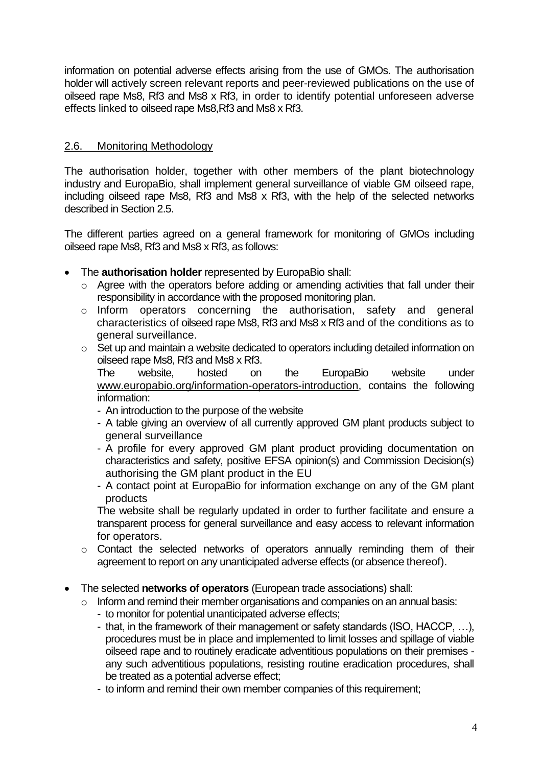information on potential adverse effects arising from the use of GMOs. The authorisation holder will actively screen relevant reports and peer-reviewed publications on the use of oilseed rape Ms8, Rf3 and Ms8 x Rf3, in order to identify potential unforeseen adverse effects linked to oilseed rape Ms8,Rf3 and Ms8 x Rf3.

## 2.6. Monitoring Methodology

The authorisation holder, together with other members of the plant biotechnology industry and EuropaBio, shall implement general surveillance of viable GM oilseed rape, including oilseed rape Ms8, Rf3 and Ms8 x Rf3, with the help of the selected networks described in Section 2.5.

The different parties agreed on a general framework for monitoring of GMOs including oilseed rape Ms8, Rf3 and Ms8 x Rf3, as follows:

- The **authorisation holder** represented by EuropaBio shall:
  - Agree with the operators before adding or amending activities that fall under their responsibility in accordance with the proposed monitoring plan.
  - Inform operators concerning the authorisation, safety and general characteristics of oilseed rape Ms8, Rf3 and Ms8 x Rf3 and of the conditions as to general surveillance.
  - Set up and maintain a website dedicated to operators including detailed information on oilseed rape Ms8, Rf3 and Ms8 x Rf3.
    The website, hosted on the EuropaBio website under www.europabio.org/information-operators-introduction, contains the following information:
    - An introduction to the purpose of the website
    - A table giving an overview of all currently approved GM plant products subject to general surveillance
    - A profile for every approved GM plant product providing documentation on characteristics and safety, positive EFSA opinion(s) and Commission Decision(s) authorising the GM plant product in the EU
    - A contact point at EuropaBio for information exchange on any of the GM plant products

    The website shall be regularly updated in order to further facilitate and ensure a transparent process for general surveillance and easy access to relevant information for operators.
  - Contact the selected networks of operators annually reminding them of their agreement to report on any unanticipated adverse effects (or absence thereof).

- The selected **networks of operators** (European trade associations) shall:
  - Inform and remind their member organisations and companies on an annual basis:
    - to monitor for potential unanticipated adverse effects;
    - that, in the framework of their management or safety standards (ISO, HACCP, …), procedures must be in place and implemented to limit losses and spillage of viable oilseed rape and to routinely eradicate adventitious populations on their premises - any such adventitious populations, resisting routine eradication procedures, shall be treated as a potential adverse effect;
    - to inform and remind their own member companies of this requirement;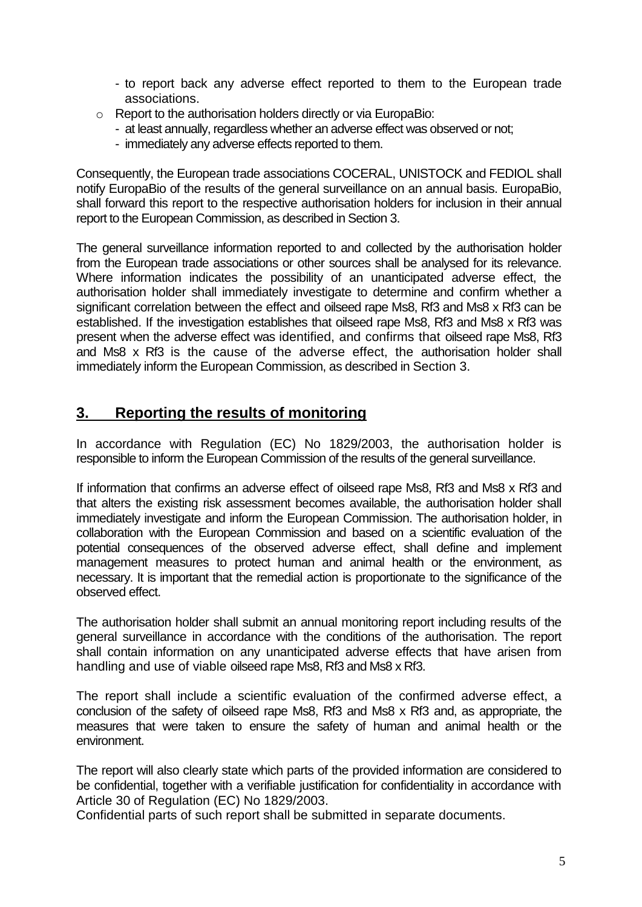- to report back any adverse effect reported to them to the European trade associations.

- Report to the authorisation holders directly or via EuropaBio:
  - at least annually, regardless whether an adverse effect was observed or not;
  - immediately any adverse effects reported to them.

Consequently, the European trade associations COCERAL, UNISTOCK and FEDIOL shall notify EuropaBio of the results of the general surveillance on an annual basis. EuropaBio, shall forward this report to the respective authorisation holders for inclusion in their annual report to the European Commission, as described in Section 3.

The general surveillance information reported to and collected by the authorisation holder from the European trade associations or other sources shall be analysed for its relevance. Where information indicates the possibility of an unanticipated adverse effect, the authorisation holder shall immediately investigate to determine and confirm whether a significant correlation between the effect and oilseed rape Ms8, Rf3 and Ms8 x Rf3 can be established. If the investigation establishes that oilseed rape Ms8, Rf3 and Ms8 x Rf3 was present when the adverse effect was identified, and confirms that oilseed rape Ms8, Rf3 and Ms8 x Rf3 is the cause of the adverse effect, the authorisation holder shall immediately inform the European Commission, as described in Section 3.

## 3. Reporting the results of monitoring

In accordance with Regulation (EC) No 1829/2003, the authorisation holder is responsible to inform the European Commission of the results of the general surveillance.

If information that confirms an adverse effect of oilseed rape Ms8, Rf3 and Ms8 x Rf3 and that alters the existing risk assessment becomes available, the authorisation holder shall immediately investigate and inform the European Commission. The authorisation holder, in collaboration with the European Commission and based on a scientific evaluation of the potential consequences of the observed adverse effect, shall define and implement management measures to protect human and animal health or the environment, as necessary. It is important that the remedial action is proportionate to the significance of the observed effect.

The authorisation holder shall submit an annual monitoring report including results of the general surveillance in accordance with the conditions of the authorisation. The report shall contain information on any unanticipated adverse effects that have arisen from handling and use of viable oilseed rape Ms8, Rf3 and Ms8 x Rf3.

The report shall include a scientific evaluation of the confirmed adverse effect, a conclusion of the safety of oilseed rape Ms8, Rf3 and Ms8 x Rf3 and, as appropriate, the measures that were taken to ensure the safety of human and animal health or the environment.

The report will also clearly state which parts of the provided information are considered to be confidential, together with a verifiable justification for confidentiality in accordance with Article 30 of Regulation (EC) No 1829/2003.
Confidential parts of such report shall be submitted in separate documents.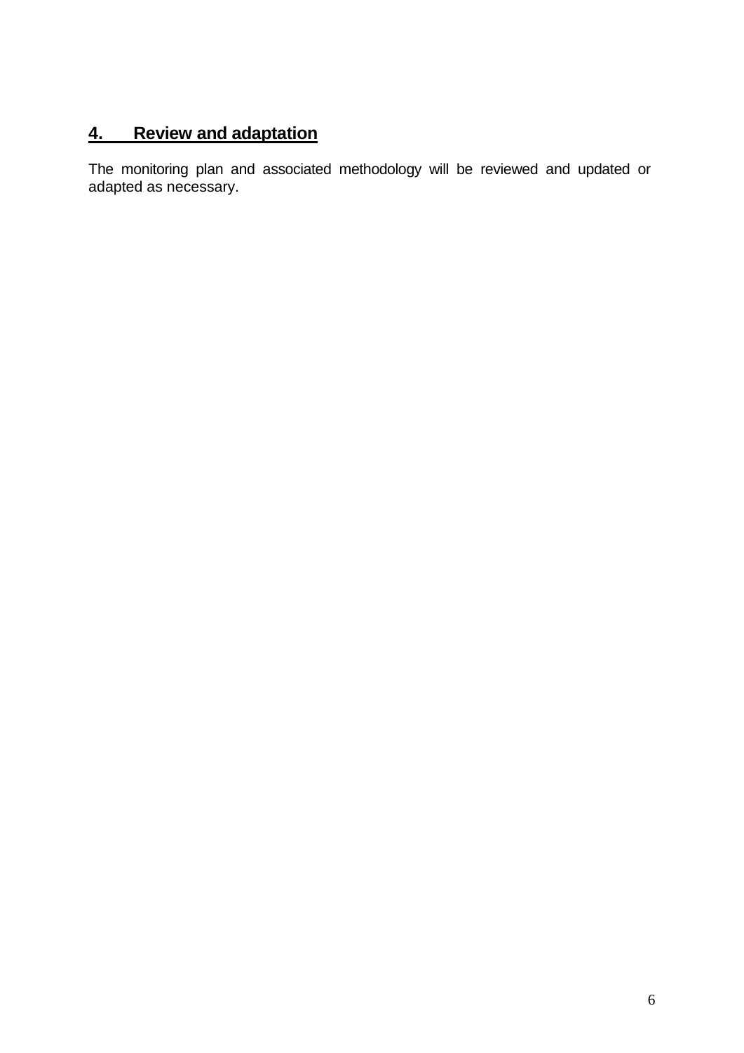## 4. Review and adaptation

The monitoring plan and associated methodology will be reviewed and updated or adapted as necessary.